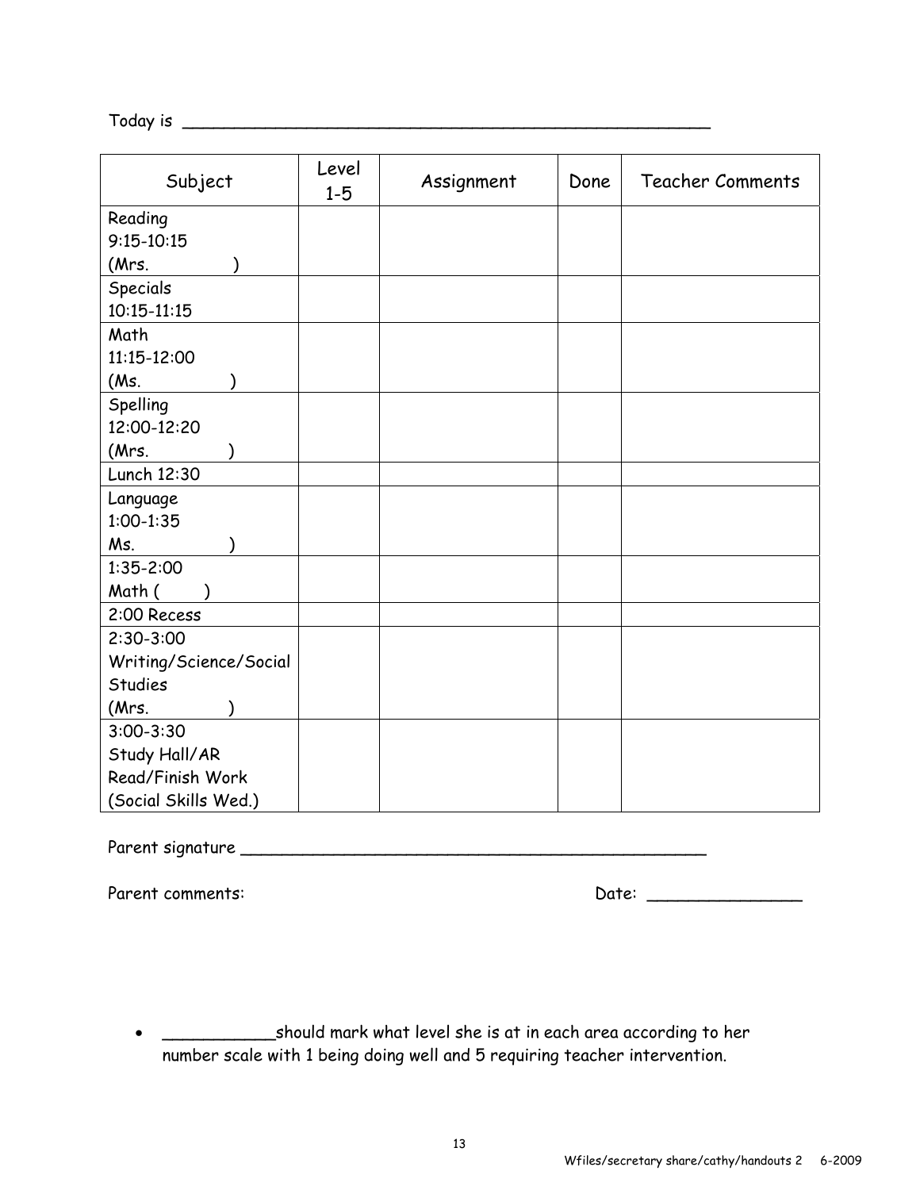Today is ______________________________________________________

| Subject | Level 1-5 | Assignment | Done | Teacher Comments |
|---|---|---|---|---|
| Reading<br>9:15-10:15<br>(Mrs. ) | | | | |
| Specials<br>10:15-11:15 | | | | |
| Math<br>11:15-12:00<br>(Ms. ) | | | | |
| Spelling<br>12:00-12:20<br>(Mrs. ) | | | | |
| Lunch 12:30 | | | | |
| Language<br>1:00-1:35<br>Ms. ) | | | | |
| 1:35-2:00<br>Math ( ) | | | | |
| 2:00 Recess | | | | |
| 2:30-3:00<br>Writing/Science/Social Studies<br>(Mrs. ) | | | | |
| 3:00-3:30<br>Study Hall/AR Read/Finish Work<br>(Social Skills Wed.) | | | | |

Parent signature ________________________________________________

Parent comments: Date: _______________

- ___________should mark what level she is at in each area according to her number scale with 1 being doing well and 5 requiring teacher intervention.

Wfiles/secretary share/cathy/handouts 2 6-2009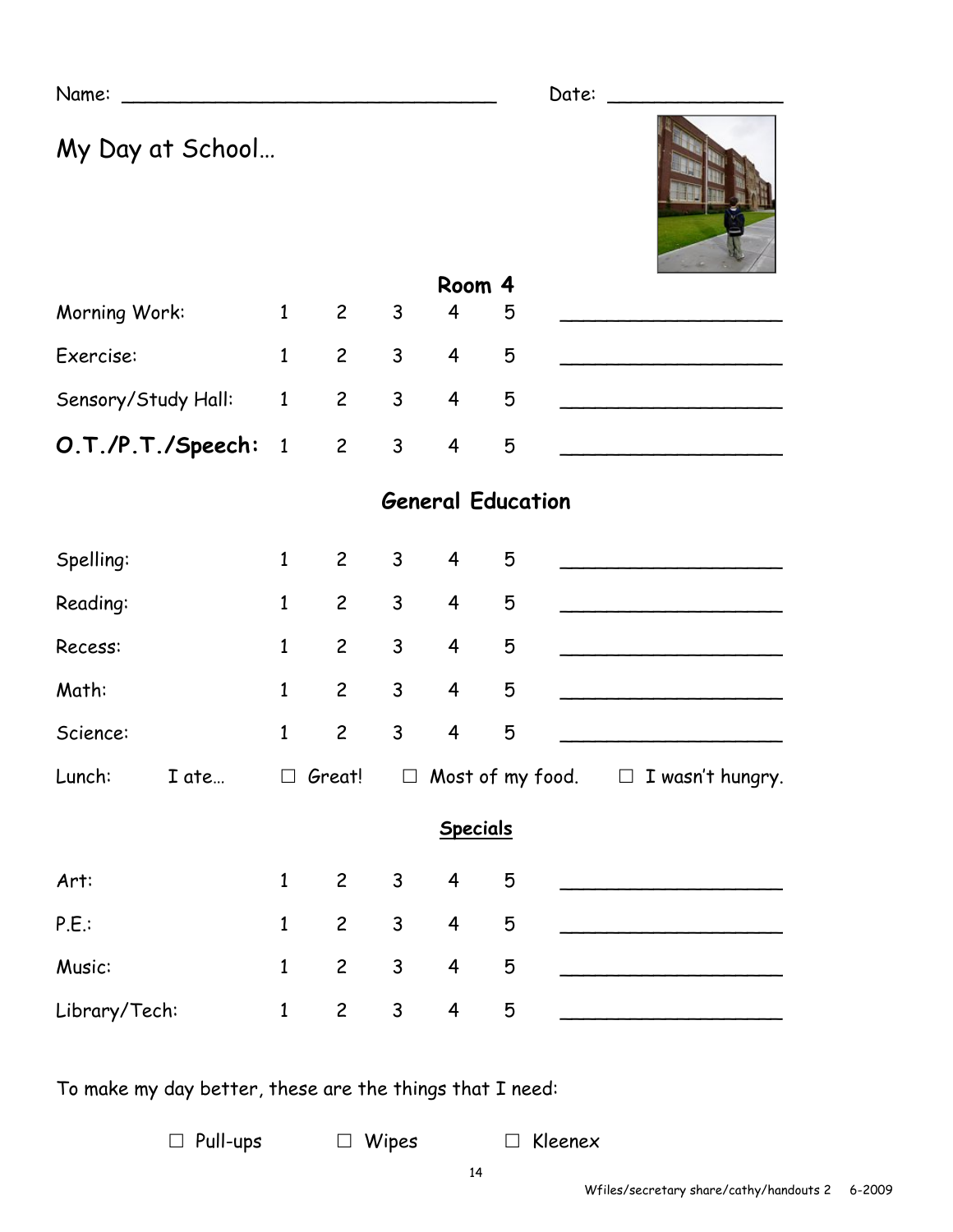Name: ______________________________ Date: _______________

# My Day at School…

## Room 4

| | | | | | | |
|---|---|---|---|---|---|---|
| Morning Work: | 1 | 2 | 3 | 4 | 5 | ____________________ |
| Exercise: | 1 | 2 | 3 | 4 | 5 | ____________________ |
| Sensory/Study Hall: | 1 | 2 | 3 | 4 | 5 | ____________________ |
| **O.T./P.T./Speech:** | 1 | 2 | 3 | 4 | 5 | ____________________ |

## General Education

| | | | | | | |
|---|---|---|---|---|---|---|
| Spelling: | 1 | 2 | 3 | 4 | 5 | ____________________ |
| Reading: | 1 | 2 | 3 | 4 | 5 | ____________________ |
| Recess: | 1 | 2 | 3 | 4 | 5 | ____________________ |
| Math: | 1 | 2 | 3 | 4 | 5 | ____________________ |
| Science: | 1 | 2 | 3 | 4 | 5 | ____________________ |

Lunch: I ate… ☐ Great! ☐ Most of my food. ☐ I wasn't hungry.

## Specials

| | | | | | | |
|---|---|---|---|---|---|---|
| Art: | 1 | 2 | 3 | 4 | 5 | ____________________ |
| P.E.: | 1 | 2 | 3 | 4 | 5 | ____________________ |
| Music: | 1 | 2 | 3 | 4 | 5 | ____________________ |
| Library/Tech: | 1 | 2 | 3 | 4 | 5 | ____________________ |

To make my day better, these are the things that I need:

☐ Pull-ups ☐ Wipes ☐ Kleenex

Wfiles/secretary share/cathy/handouts 2 6-2009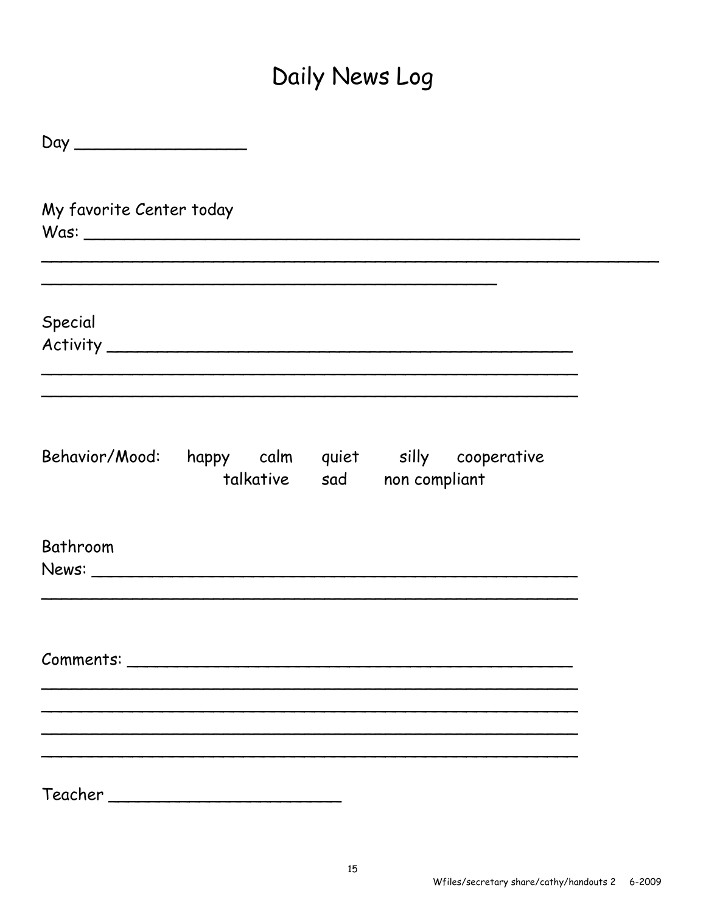# Daily News Log

Day ________________

My favorite Center today
Was: ______________________________________________
_____________________________________________________________
____________________________________________

Special
Activity ____________________________________________
______________________________________________________
______________________________________________________

Behavior/Mood: happy calm quiet silly cooperative
talkative sad non compliant

Bathroom
News: ______________________________________________
______________________________________________________

Comments: __________________________________________
______________________________________________________
______________________________________________________
______________________________________________________
______________________________________________________

Teacher _______________________

Wfiles/secretary share/cathy/handouts 2 6-2009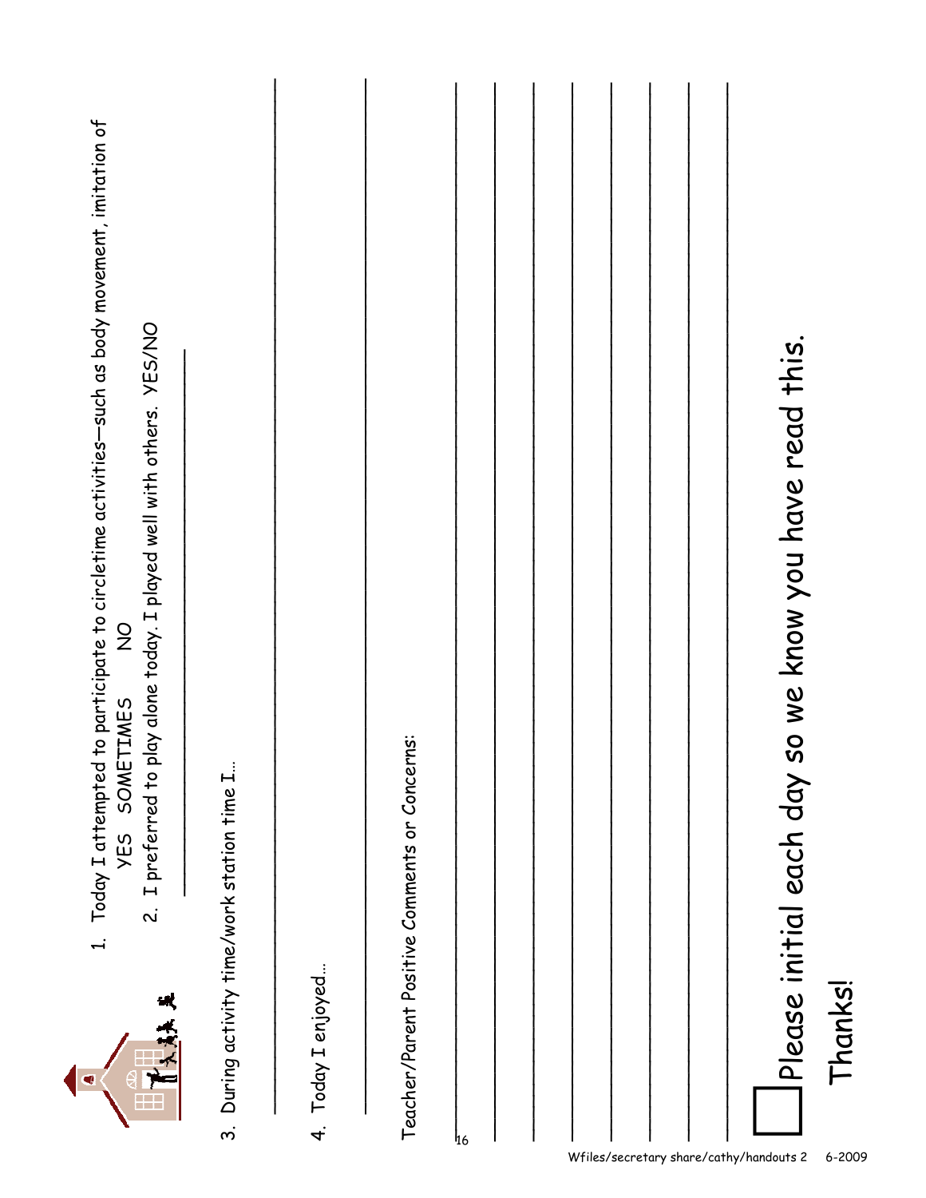1. Today I attempted to participate to circletime activities—such as body movement, imitation of
   YES SOMETIMES NO
2. I preferred to play alone today. I played well with others. YES/NO

___________________________

3. During activity time/work station time I…

___________________________

4. Today I enjoyed…

___________________________

Teacher/Parent Positive Comments or Concerns:

___________________________

___________________________

___________________________

___________________________

___________________________

___________________________

___________________________

☐ Please initial each day so we know you have read this.

Thanks!

Wfiles/secretary share/cathy/handouts 2 6-2009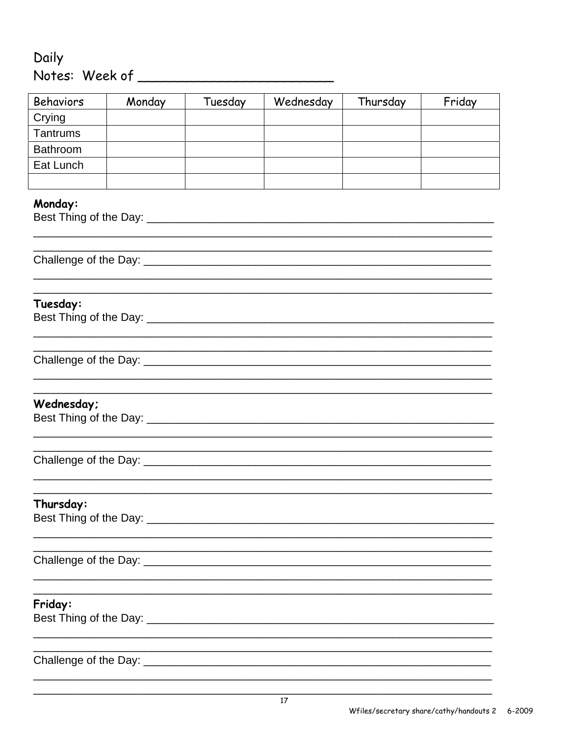Daily
Notes: Week of ________________________

| Behaviors | Monday | Tuesday | Wednesday | Thursday | Friday |
|---|---|---|---|---|---|
| Crying | | | | | |
| Tantrums | | | | | |
| Bathroom | | | | | |
| Eat Lunch | | | | | |
| | | | | | |

**Monday:**

Best Thing of the Day: ____________________________________________________________

________________________________________________________________________________

________________________________________________________________________________

Challenge of the Day: _____________________________________________________________

________________________________________________________________________________

________________________________________________________________________________

**Tuesday:**

Best Thing of the Day: ____________________________________________________________

________________________________________________________________________________

________________________________________________________________________________

Challenge of the Day: _____________________________________________________________

________________________________________________________________________________

________________________________________________________________________________

**Wednesday;**

Best Thing of the Day: ____________________________________________________________

________________________________________________________________________________

________________________________________________________________________________

Challenge of the Day: _____________________________________________________________

________________________________________________________________________________

________________________________________________________________________________

**Thursday:**

Best Thing of the Day: ____________________________________________________________

________________________________________________________________________________

________________________________________________________________________________

Challenge of the Day: _____________________________________________________________

________________________________________________________________________________

________________________________________________________________________________

**Friday:**

Best Thing of the Day: ____________________________________________________________

________________________________________________________________________________

________________________________________________________________________________

Challenge of the Day: _____________________________________________________________

________________________________________________________________________________

________________________________________________________________________________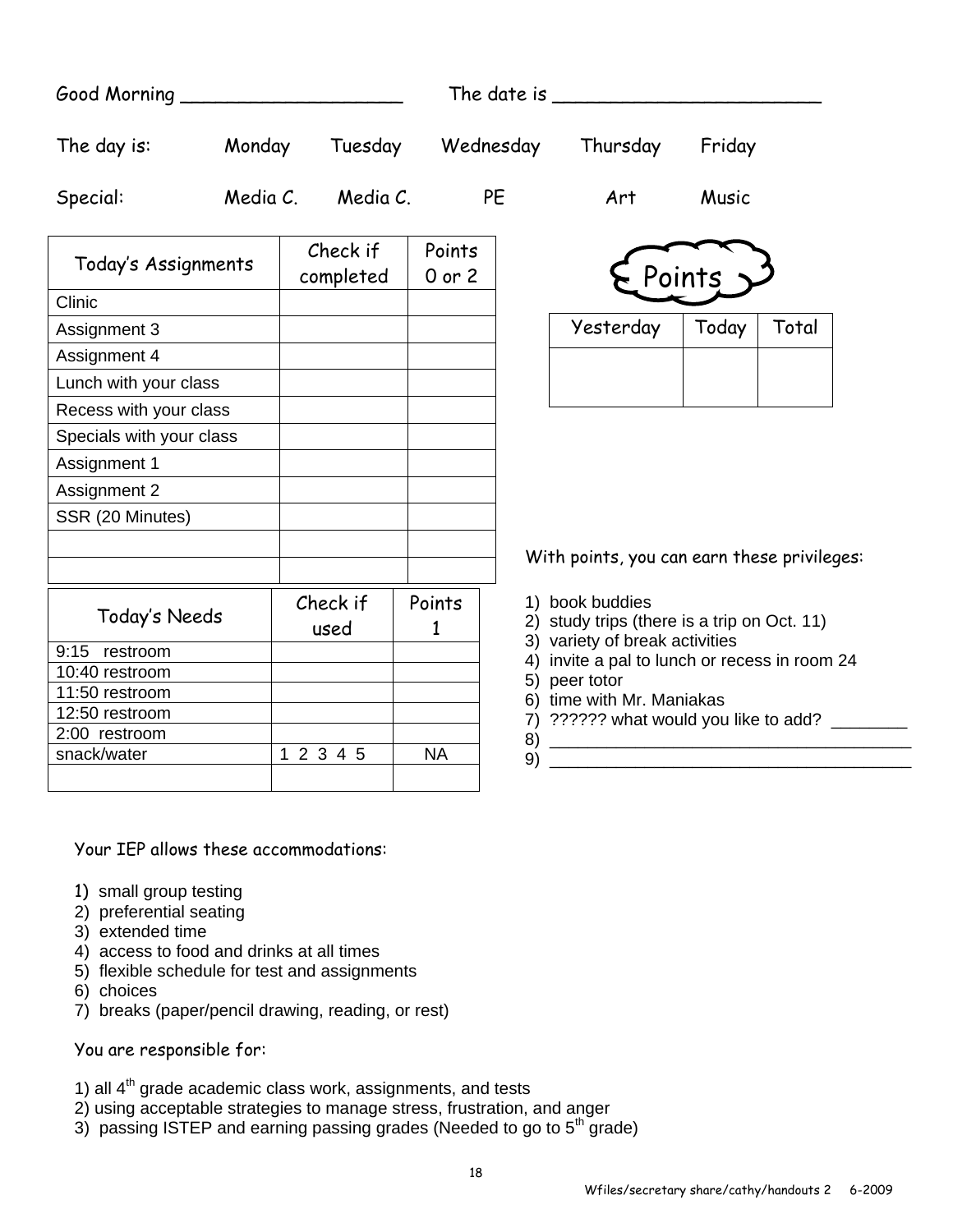Good Morning ____________________ The date is _________________________

| The day is: | Monday | Tuesday | Wednesday | Thursday | Friday |
|---|---|---|---|---|---|
| Special: | Media C. | Media C. | PE | Art | Music |

| Today's Assignments | Check if completed | Points 0 or 2 |
|---|---|---|
| Clinic | | |
| Assignment 3 | | |
| Assignment 4 | | |
| Lunch with your class | | |
| Recess with your class | | |
| Specials with your class | | |
| Assignment 1 | | |
| Assignment 2 | | |
| SSR (20 Minutes) | | |
| | | |
| | | |

| Today's Needs | Check if used | Points 1 |
|---|---|---|
| 9:15 restroom | | |
| 10:40 restroom | | |
| 11:50 restroom | | |
| 12:50 restroom | | |
| 2:00 restroom | | |
| snack/water | 1 2 3 4 5 | NA |
| | | |

Points

| Yesterday | Today | Total |
|---|---|---|
| | | |

With points, you can earn these privileges:

1) book buddies
2) study trips (there is a trip on Oct. 11)
3) variety of break activities
4) invite a pal to lunch or recess in room 24
5) peer totor
6) time with Mr. Maniakas
7) ?????? what would you like to add? ________
8) ______________________________________
9) ______________________________________

Your IEP allows these accommodations:

1) small group testing
2) preferential seating
3) extended time
4) access to food and drinks at all times
5) flexible schedule for test and assignments
6) choices
7) breaks (paper/pencil drawing, reading, or rest)

You are responsible for:

1) all 4th grade academic class work, assignments, and tests
2) using acceptable strategies to manage stress, frustration, and anger
3) passing ISTEP and earning passing grades (Needed to go to 5th grade)

Wfiles/secretary share/cathy/handouts 2 6-2009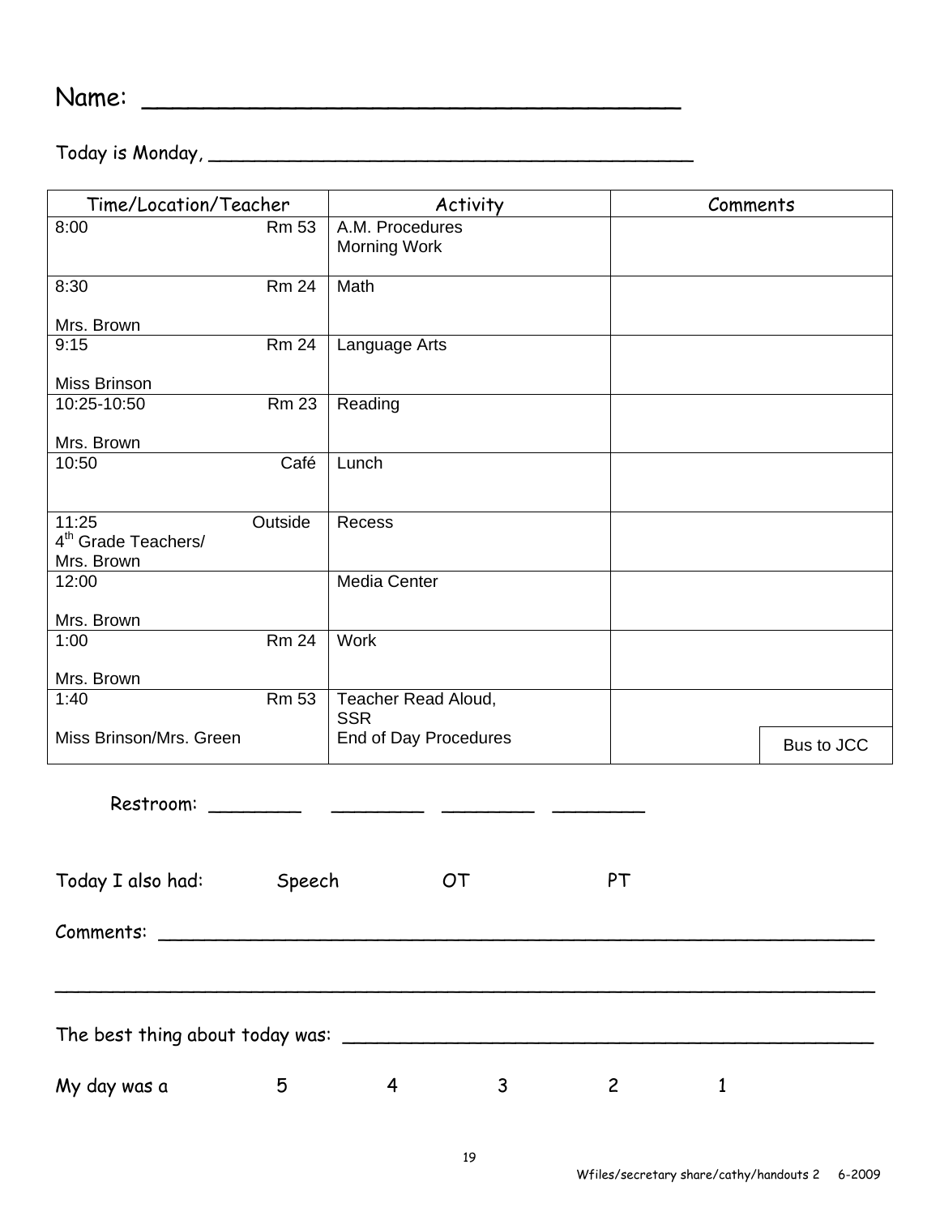Name: ______________________________________

Today is Monday, ___________________________________________

| Time/Location/Teacher | Activity | Comments |
|---|---|---|
| 8:00 Rm 53 | A.M. Procedures<br>Morning Work | |
| 8:30 Rm 24<br>Mrs. Brown | Math | |
| 9:15 Rm 24<br>Miss Brinson | Language Arts | |
| 10:25-10:50 Rm 23<br>Mrs. Brown | Reading | |
| 10:50 Café | Lunch | |
| 11:25 Outside<br>4th Grade Teachers/<br>Mrs. Brown | Recess | |
| 12:00<br>Mrs. Brown | Media Center | |
| 1:00 Rm 24<br>Mrs. Brown | Work | |
| 1:40 Rm 53<br>Miss Brinson/Mrs. Green | Teacher Read Aloud,<br>SSR<br>End of Day Procedures | Bus to JCC |

Restroom: ________ ________ ________ ________

Today I also had: Speech OT PT

Comments: ______________________________________________________________

______________________________________________________________________

The best thing about today was: _______________________________________________

My day was a 5 4 3 2 1

Wfiles/secretary share/cathy/handouts 2 6-2009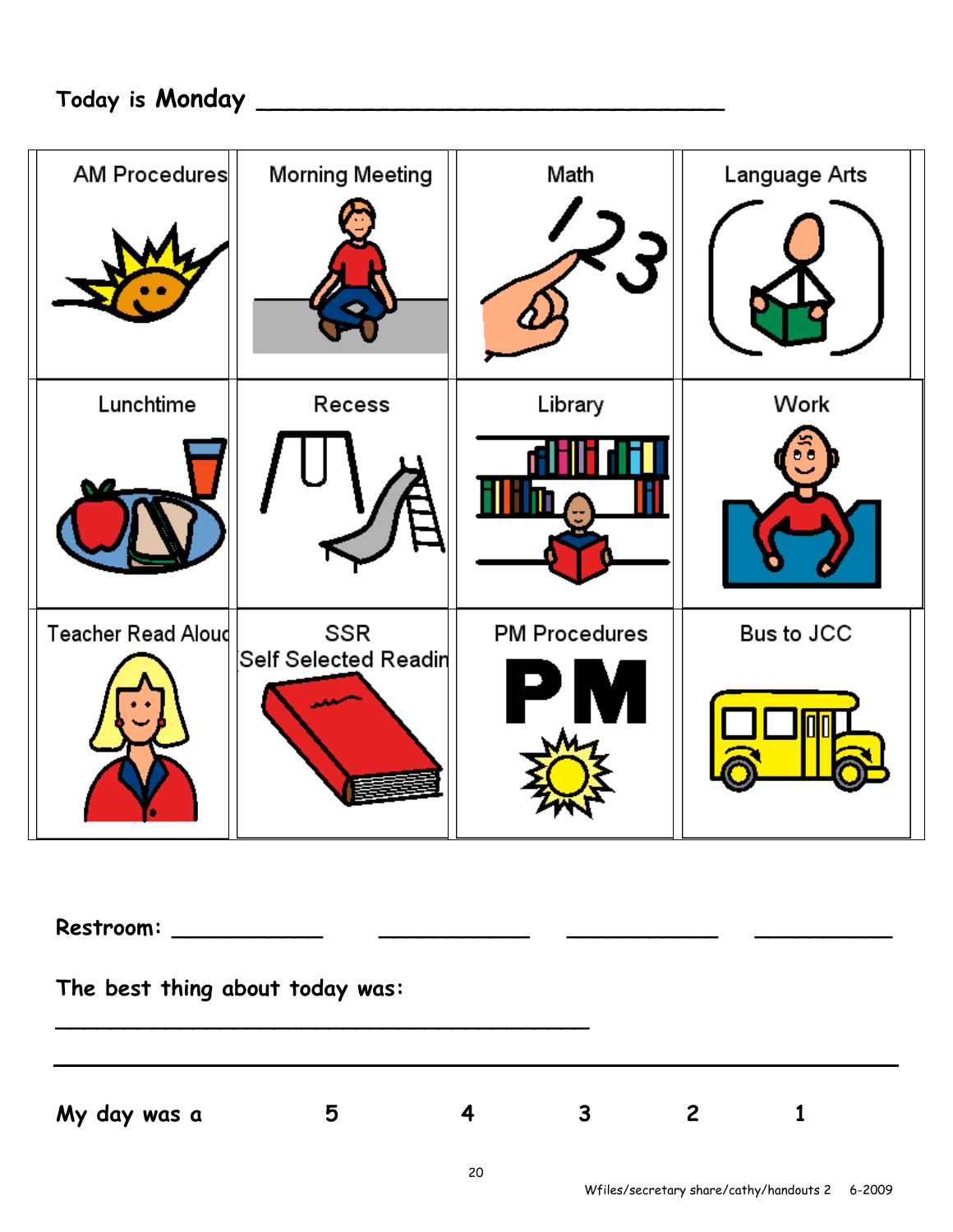Today is **Monday** ________________________________

| AM Procedures | Morning Meeting | Math | Language Arts |
|---|---|---|---|
| Lunchtime | Recess | Library | Work |
| Teacher Read Aloud | SSR Self Selected Readin | PM Procedures | Bus to JCC |

**Restroom:** ___________ ___________ ___________ ___________

**The best thing about today was:**

________________________________________

________________________________________

**My day was a** 5 4 3 2 1

Wfiles/secretary share/cathy/handouts 2 6-2009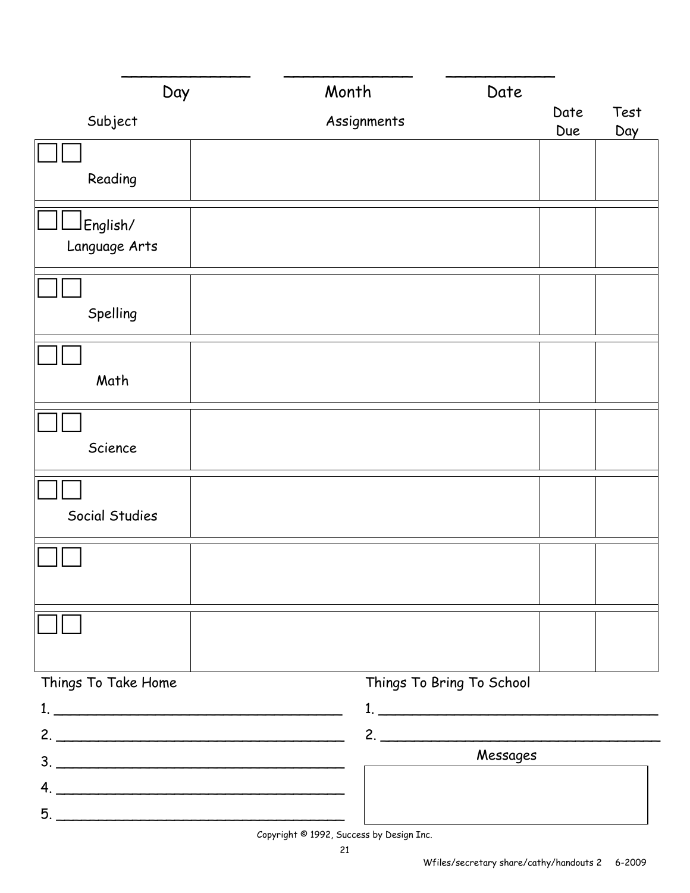| ____________ | ____________ | ____________ |
|---|---|---|
| Day | Month | Date |

| Subject | Assignments | Date Due | Test Day |
|---|---|---|---|
| ☐☐ Reading | | | |
| ☐☐ English/ Language Arts | | | |
| ☐☐ Spelling | | | |
| ☐☐ Math | | | |
| ☐☐ Science | | | |
| ☐☐ Social Studies | | | |
| ☐☐ | | | |
| ☐☐ | | | |

**Things To Take Home**

1. ________________________________
2. ________________________________
3. ________________________________
4. ________________________________
5. ________________________________

**Things To Bring To School**

1. ________________________________
2. ________________________________

**Messages**

| |
|---|
| |

Copyright © 1992, Success by Design Inc.

Wfiles/secretary share/cathy/handouts 2 6-2009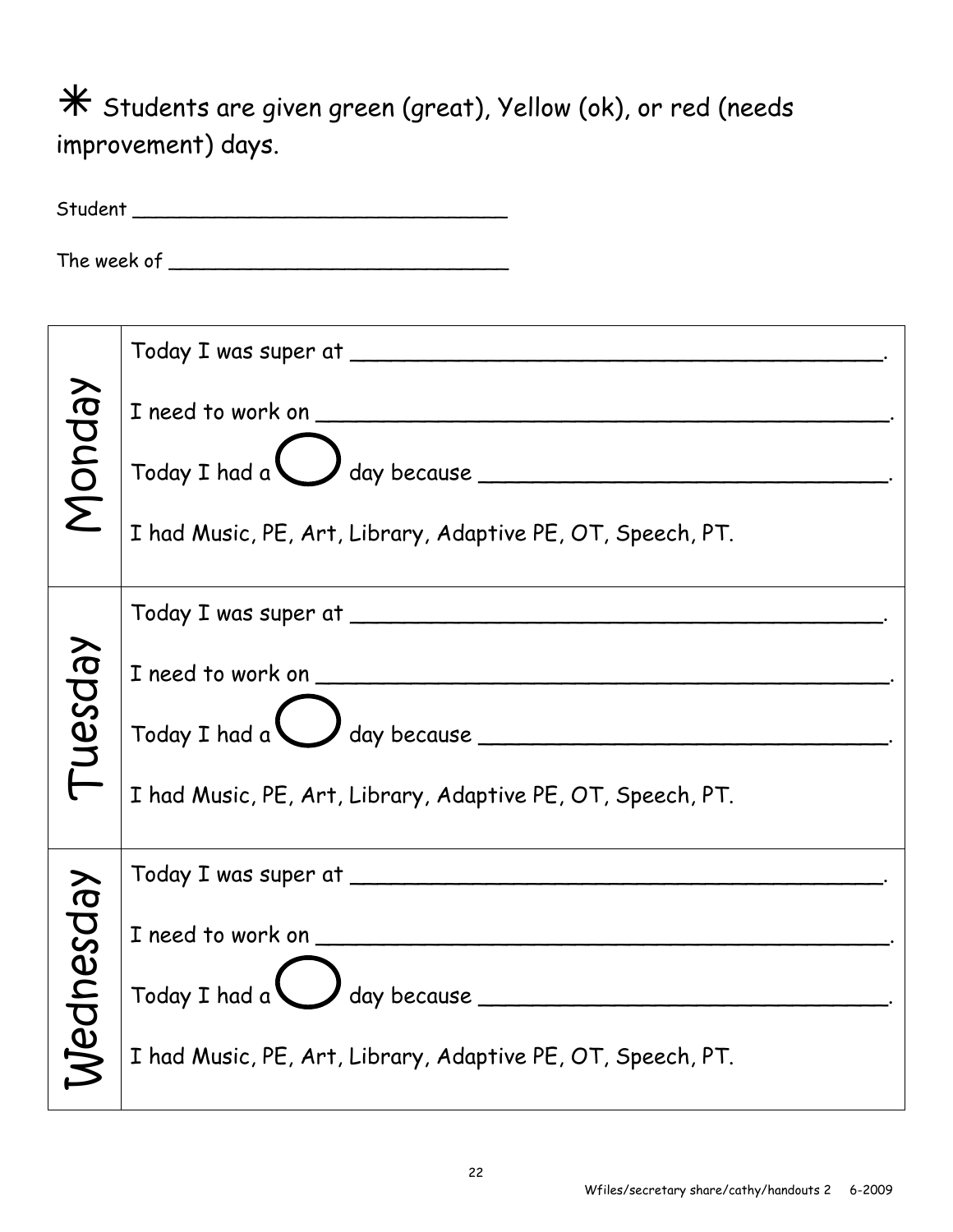* Students are given green (great), Yellow (ok), or red (needs improvement) days.

Student ______________________________

The week of ___________________________

| | |
|---|---|
| Monday | Today I was super at ______________________________________.<br><br>I need to work on ________________________________________.<br><br>Today I had a ◯ day because ______________________________.<br><br>I had Music, PE, Art, Library, Adaptive PE, OT, Speech, PT. |
| Tuesday | Today I was super at ______________________________________.<br><br>I need to work on ________________________________________.<br><br>Today I had a ◯ day because ______________________________.<br><br>I had Music, PE, Art, Library, Adaptive PE, OT, Speech, PT. |
| Wednesday | Today I was super at ______________________________________.<br><br>I need to work on ________________________________________.<br><br>Today I had a ◯ day because ______________________________.<br><br>I had Music, PE, Art, Library, Adaptive PE, OT, Speech, PT. |

Wfiles/secretary share/cathy/handouts 2 6-2009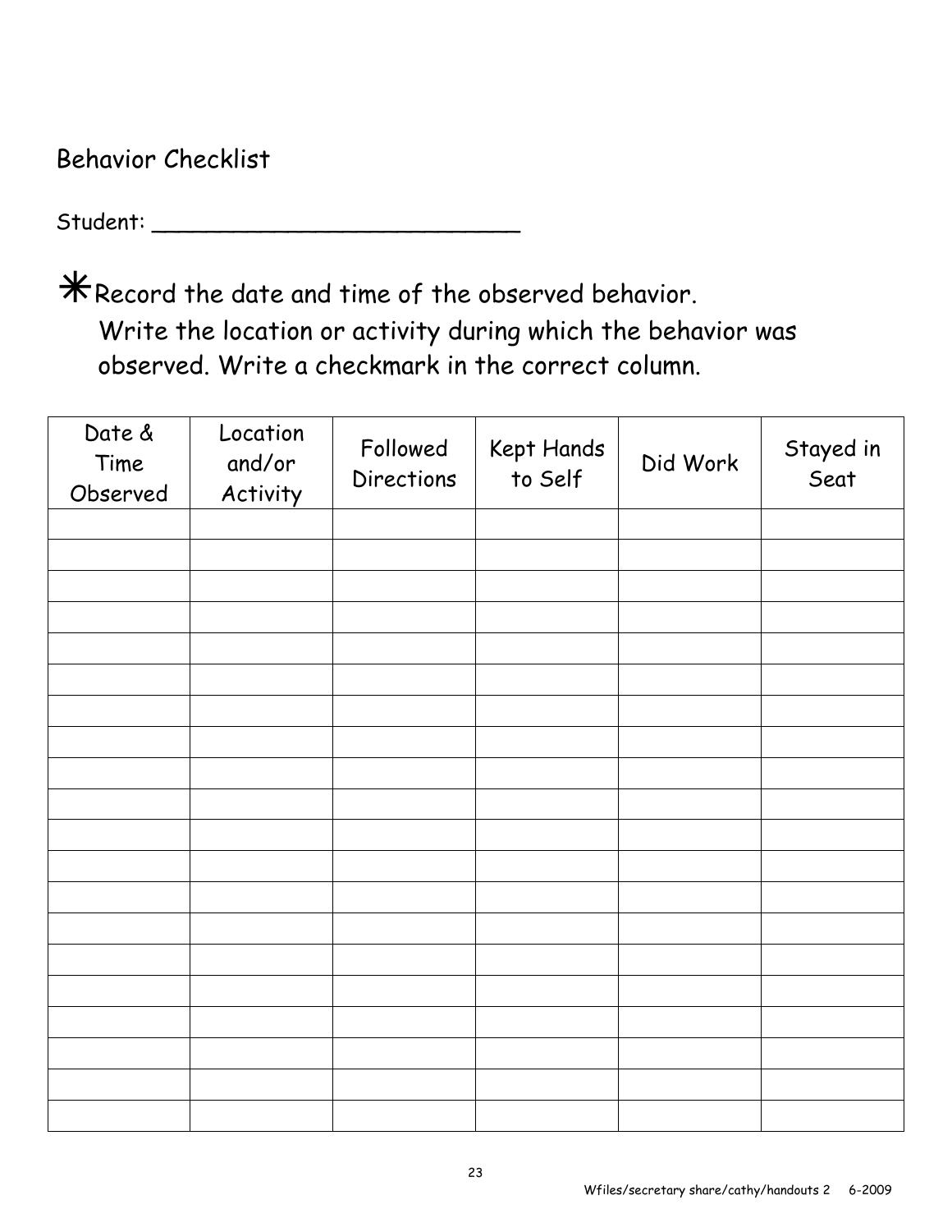# Behavior Checklist

Student: ____________________________

* Record the date and time of the observed behavior. Write the location or activity during which the behavior was observed. Write a checkmark in the correct column.

| Date & Time Observed | Location and/or Activity | Followed Directions | Kept Hands to Self | Did Work | Stayed in Seat |
|---|---|---|---|---|---|
| | | | | | |
| | | | | | |
| | | | | | |
| | | | | | |
| | | | | | |
| | | | | | |
| | | | | | |
| | | | | | |
| | | | | | |
| | | | | | |
| | | | | | |
| | | | | | |
| | | | | | |
| | | | | | |
| | | | | | |
| | | | | | |
| | | | | | |
| | | | | | |
| | | | | | |
| | | | | | |

Wfiles/secretary share/cathy/handouts 2 6-2009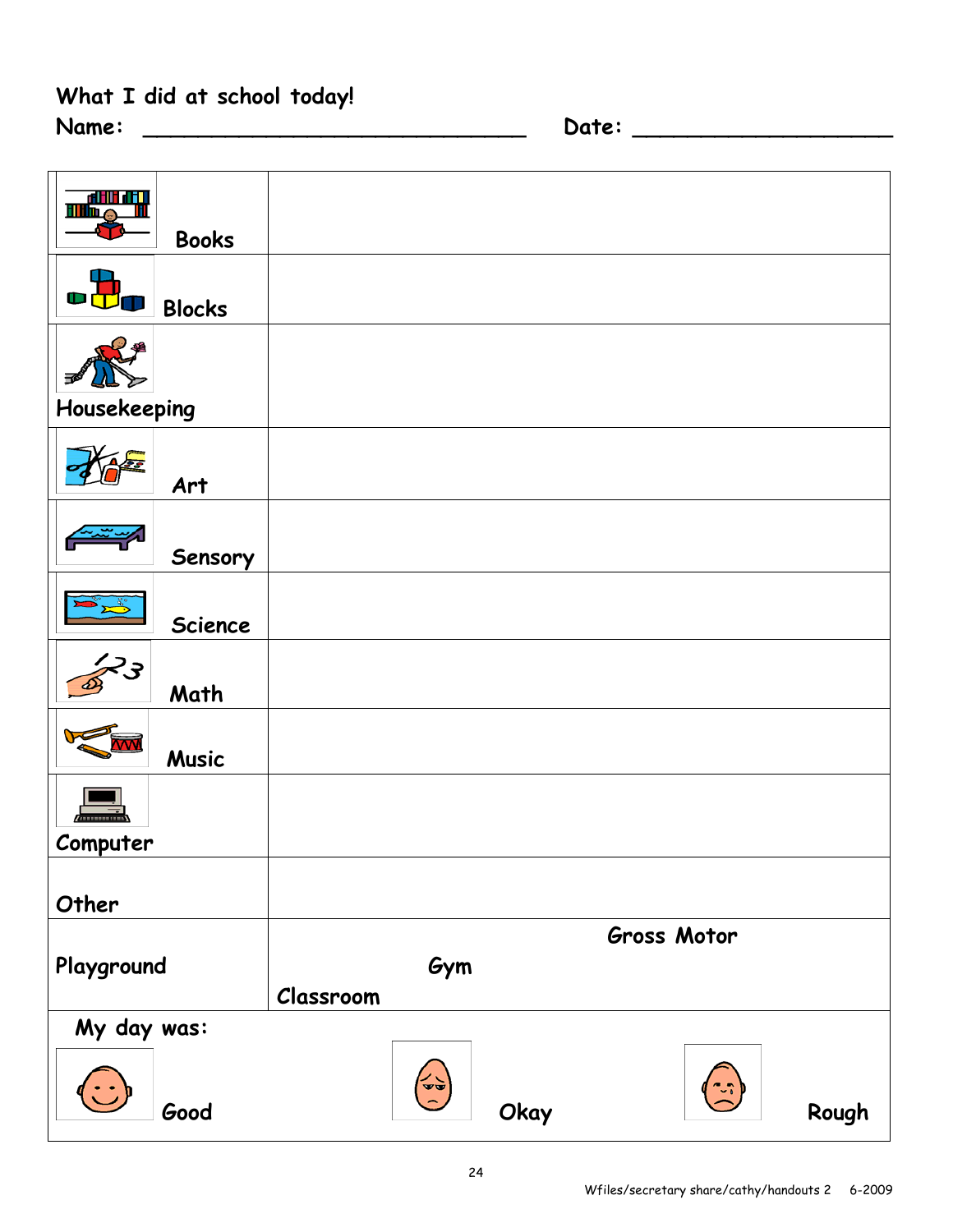What I did at school today!

Name: ______________________________ Date: ____________________

| | |
|---|---|
| Books | |
| Blocks | |
| Housekeeping | |
| Art | |
| Sensory | |
| Science | |
| Math | |
| Music | |
| Computer | |
| Other | |
| Playground | Gross Motor Gym Classroom |
| My day was: Good | Okay Rough |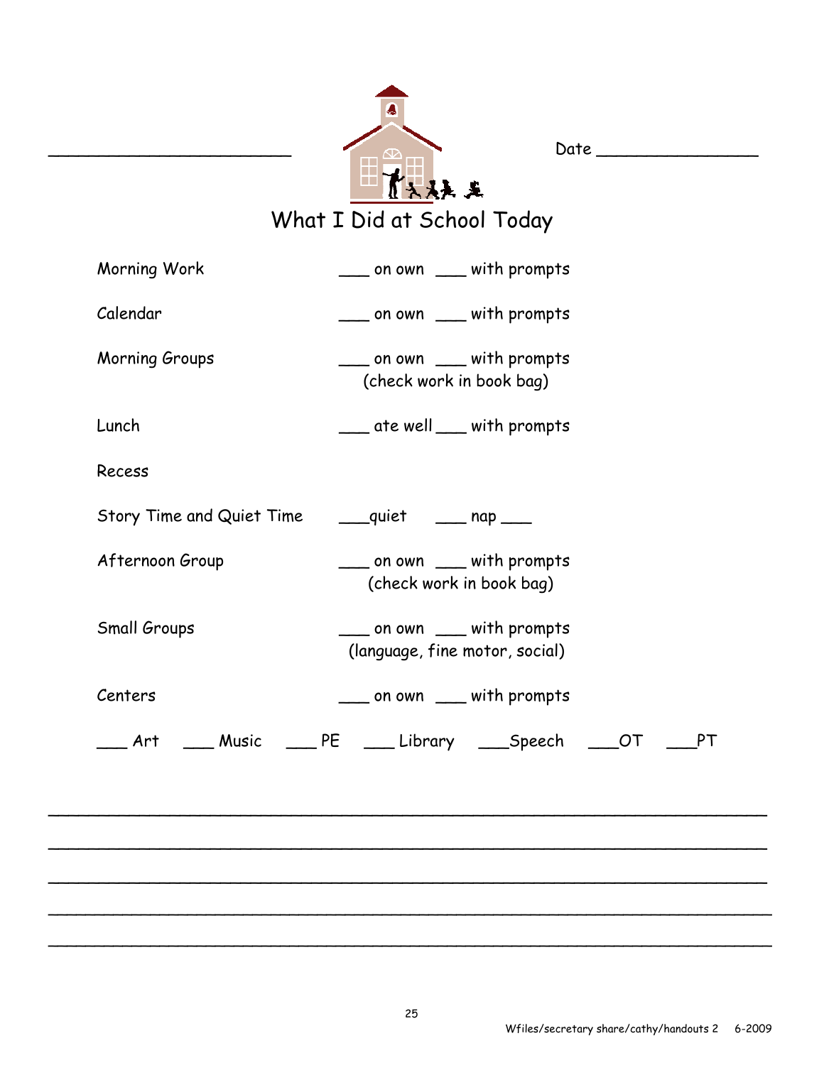________________________ Date ________________

# What I Did at School Today

Morning Work ___ on own ___ with prompts

Calendar ___ on own ___ with prompts

Morning Groups ___ on own ___ with prompts
(check work in book bag)

Lunch ___ ate well ___ with prompts

Recess

Story Time and Quiet Time ___quiet ___ nap ___

Afternoon Group ___ on own ___ with prompts
(check work in book bag)

Small Groups ___ on own ___ with prompts
(language, fine motor, social)

Centers ___ on own ___ with prompts

___ Art ___ Music ___ PE ___ Library ___Speech ___OT ___PT

______________________________________________________________________

______________________________________________________________________

______________________________________________________________________

______________________________________________________________________

______________________________________________________________________

Wfiles/secretary share/cathy/handouts 2 6-2009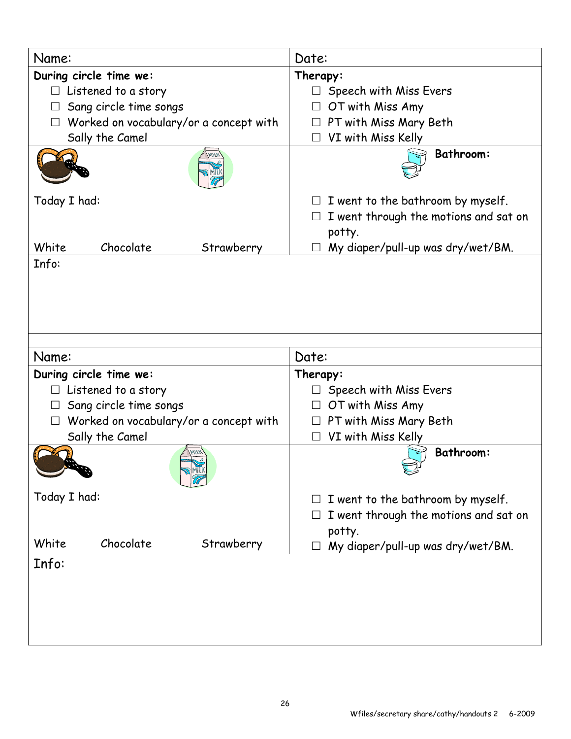| Name: | Date: |
| --- | --- |
| **During circle time we:**<br>☐ Listened to a story<br>☐ Sang circle time songs<br>☐ Worked on vocabulary/or a concept with Sally the Camel | **Therapy:**<br>☐ Speech with Miss Evers<br>☐ OT with Miss Amy<br>☐ PT with Miss Mary Beth<br>☐ VI with Miss Kelly |
| Today I had:<br><br>White Chocolate Strawberry | **Bathroom:**<br>☐ I went to the bathroom by myself.<br>☐ I went through the motions and sat on potty.<br>☐ My diaper/pull-up was dry/wet/BM. |
| Info: | |

| Name: | Date: |
| --- | --- |
| **During circle time we:**<br>☐ Listened to a story<br>☐ Sang circle time songs<br>☐ Worked on vocabulary/or a concept with Sally the Camel | **Therapy:**<br>☐ Speech with Miss Evers<br>☐ OT with Miss Amy<br>☐ PT with Miss Mary Beth<br>☐ VI with Miss Kelly |
| Today I had:<br><br>White Chocolate Strawberry | **Bathroom:**<br>☐ I went to the bathroom by myself.<br>☐ I went through the motions and sat on potty.<br>☐ My diaper/pull-up was dry/wet/BM. |
| Info: | |

Wfiles/secretary share/cathy/handouts 2 6-2009